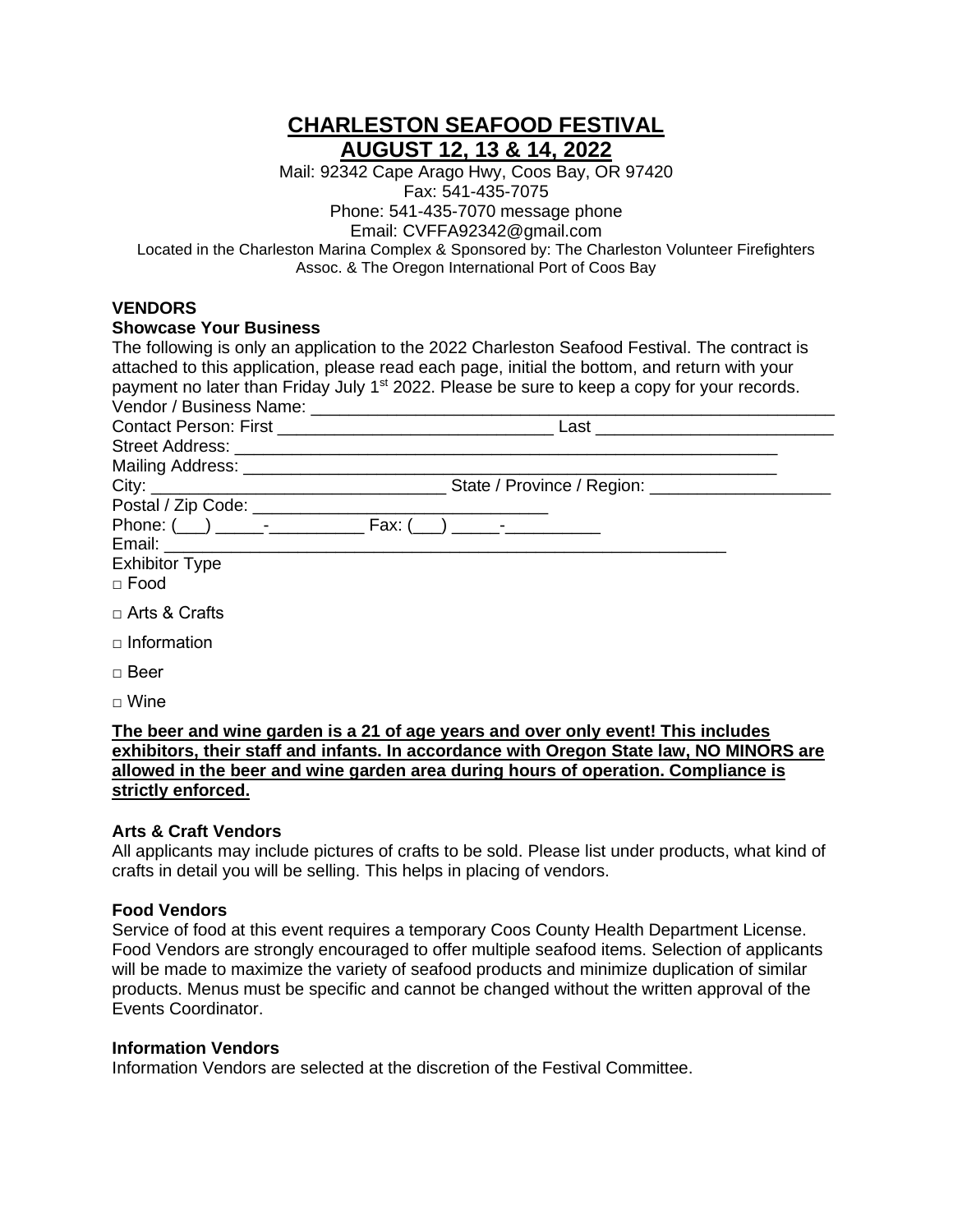# CHARLESTON SEAFOOD FESTIVAL

## AUGUST 12, 13 & 14, 2022

Mail: 92342 Cape Arago Hwy, Coos Bay, OR 97420
Fax: 541-435-7075
Phone: 541-435-7070 message phone
Email: CVFFA92342@gmail.com
Located in the Charleston Marina Complex & Sponsored by: The Charleston Volunteer Firefighters Assoc. & The Oregon International Port of Coos Bay

### VENDORS

**Showcase Your Business**

The following is only an application to the 2022 Charleston Seafood Festival. The contract is attached to this application, please read each page, initial the bottom, and return with your payment no later than Friday July 1st 2022. Please be sure to keep a copy for your records.

Vendor / Business Name: ______________________________________________________

Contact Person: First ______________________________ Last _________________________

Street Address: ____________________________________________________________

Mailing Address: ___________________________________________________________

City: _______________________________ State / Province / Region: ___________________

Postal / Zip Code: _______________________________

Phone: (___) _____-__________ Fax: (___) _____-__________

Email: ____________________________________________________________

Exhibitor Type

□ Food

□ Arts & Crafts

□ Information

□ Beer

□ Wine

**The beer and wine garden is a 21 of age years and over only event! This includes exhibitors, their staff and infants. In accordance with Oregon State law, NO MINORS are allowed in the beer and wine garden area during hours of operation. Compliance is strictly enforced.**

**Arts & Craft Vendors**

All applicants may include pictures of crafts to be sold. Please list under products, what kind of crafts in detail you will be selling. This helps in placing of vendors.

**Food Vendors**

Service of food at this event requires a temporary Coos County Health Department License. Food Vendors are strongly encouraged to offer multiple seafood items. Selection of applicants will be made to maximize the variety of seafood products and minimize duplication of similar products. Menus must be specific and cannot be changed without the written approval of the Events Coordinator.

**Information Vendors**

Information Vendors are selected at the discretion of the Festival Committee.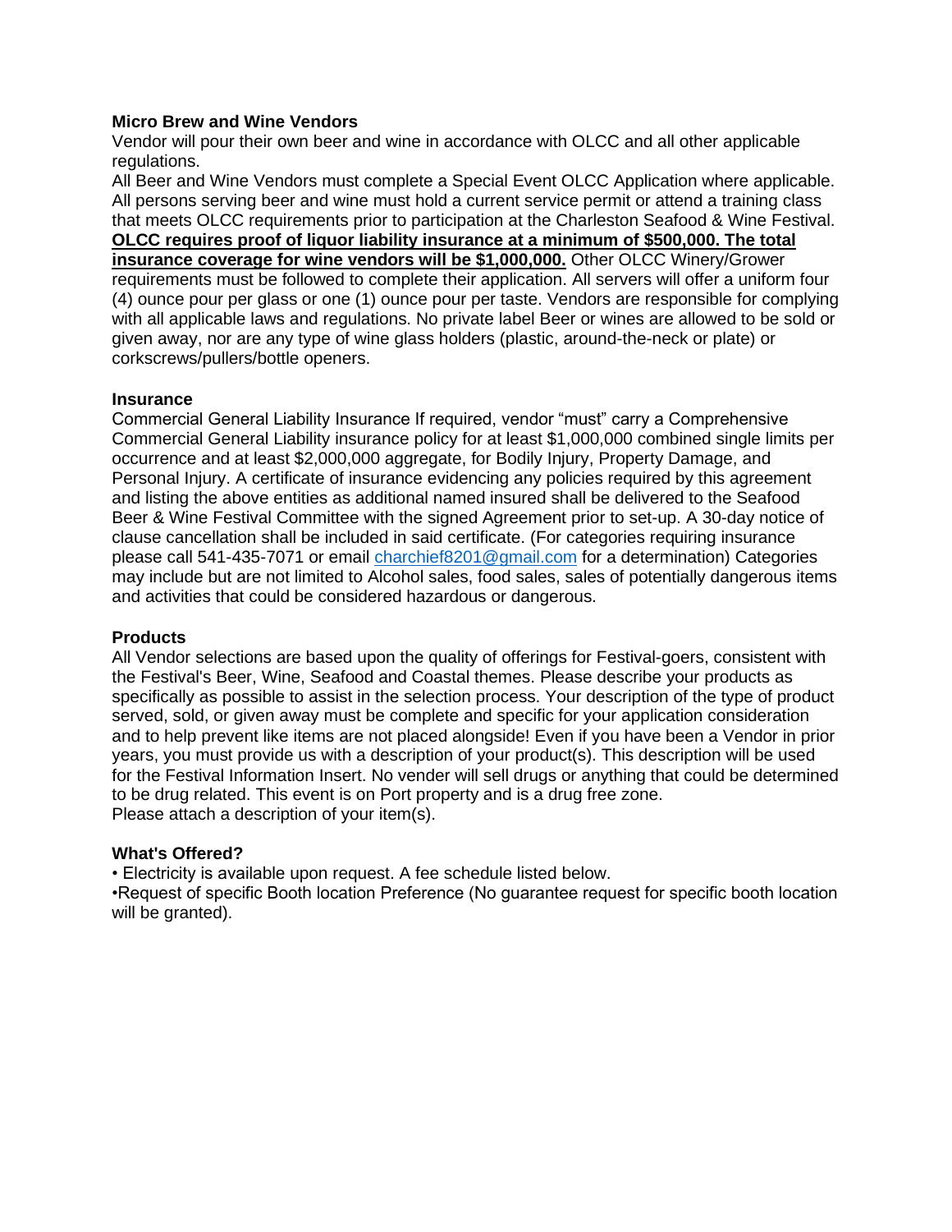**Micro Brew and Wine Vendors**

Vendor will pour their own beer and wine in accordance with OLCC and all other applicable regulations.

All Beer and Wine Vendors must complete a Special Event OLCC Application where applicable. All persons serving beer and wine must hold a current service permit or attend a training class that meets OLCC requirements prior to participation at the Charleston Seafood & Wine Festival. **OLCC requires proof of liquor liability insurance at a minimum of $500,000. The total insurance coverage for wine vendors will be $1,000,000.** Other OLCC Winery/Grower requirements must be followed to complete their application. All servers will offer a uniform four (4) ounce pour per glass or one (1) ounce pour per taste. Vendors are responsible for complying with all applicable laws and regulations. No private label Beer or wines are allowed to be sold or given away, nor are any type of wine glass holders (plastic, around-the-neck or plate) or corkscrews/pullers/bottle openers.

**Insurance**

Commercial General Liability Insurance If required, vendor "must" carry a Comprehensive Commercial General Liability insurance policy for at least $1,000,000 combined single limits per occurrence and at least $2,000,000 aggregate, for Bodily Injury, Property Damage, and Personal Injury. A certificate of insurance evidencing any policies required by this agreement and listing the above entities as additional named insured shall be delivered to the Seafood Beer & Wine Festival Committee with the signed Agreement prior to set-up. A 30-day notice of clause cancellation shall be included in said certificate. (For categories requiring insurance please call 541-435-7071 or email charchief8201@gmail.com for a determination) Categories may include but are not limited to Alcohol sales, food sales, sales of potentially dangerous items and activities that could be considered hazardous or dangerous.

**Products**

All Vendor selections are based upon the quality of offerings for Festival-goers, consistent with the Festival's Beer, Wine, Seafood and Coastal themes. Please describe your products as specifically as possible to assist in the selection process. Your description of the type of product served, sold, or given away must be complete and specific for your application consideration and to help prevent like items are not placed alongside! Even if you have been a Vendor in prior years, you must provide us with a description of your product(s). This description will be used for the Festival Information Insert. No vender will sell drugs or anything that could be determined to be drug related. This event is on Port property and is a drug free zone.

Please attach a description of your item(s).

**What's Offered?**

- Electricity is available upon request. A fee schedule listed below.
- Request of specific Booth location Preference (No guarantee request for specific booth location will be granted).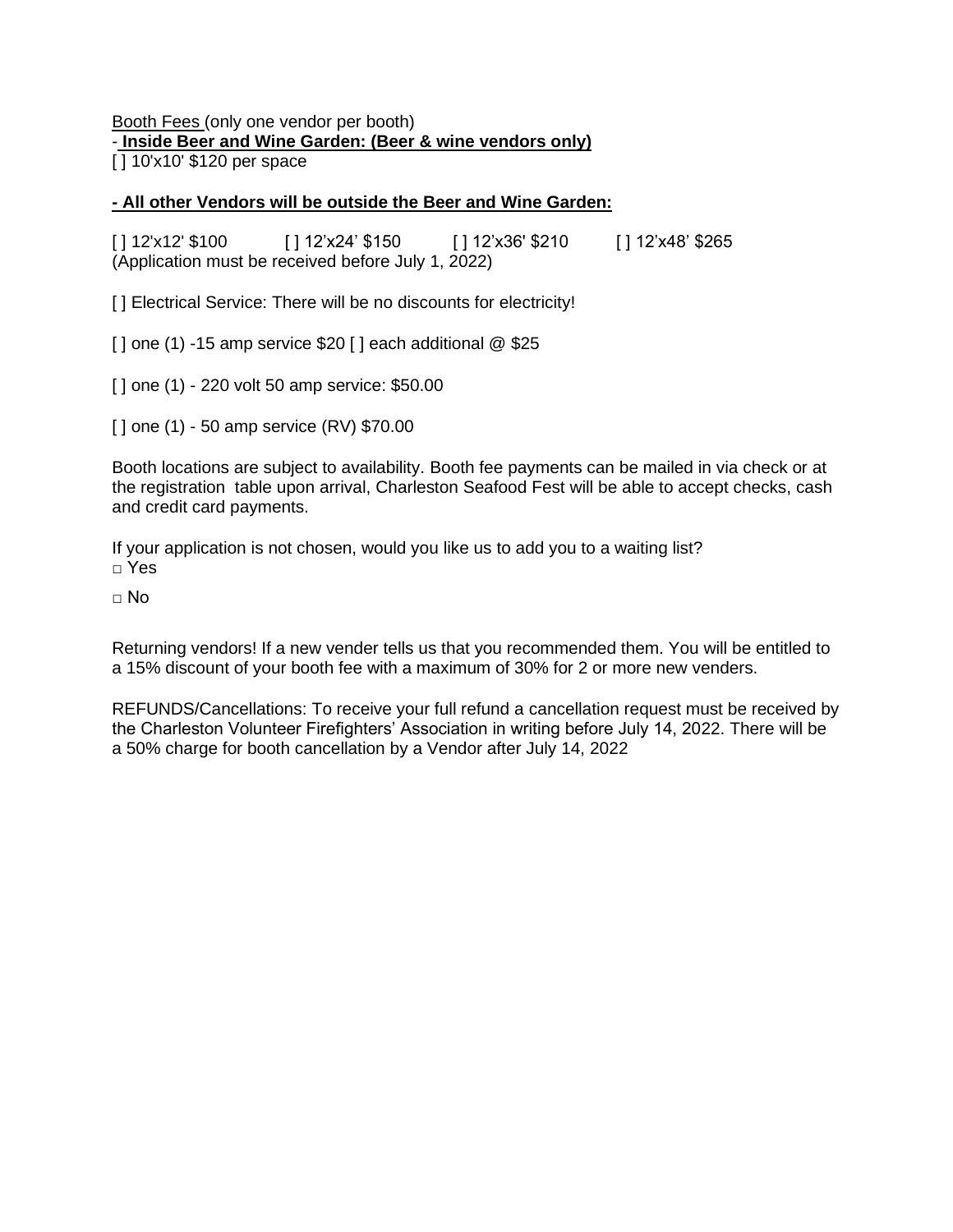Booth Fees (only one vendor per booth)

**- Inside Beer and Wine Garden: (Beer & wine vendors only)**

[ ] 10'x10' $120 per space

**- All other Vendors will be outside the Beer and Wine Garden:**

[ ] 12'x12' $100 [ ] 12’x24’ $150 [ ] 12’x36' $210 [ ] 12’x48’ $265

(Application must be received before July 1, 2022)

[ ] Electrical Service: There will be no discounts for electricity!

[ ] one (1) -15 amp service $20 [ ] each additional @ $25

[ ] one (1) - 220 volt 50 amp service: $50.00

[ ] one (1) - 50 amp service (RV) $70.00

Booth locations are subject to availability. Booth fee payments can be mailed in via check or at the registration table upon arrival, Charleston Seafood Fest will be able to accept checks, cash and credit card payments.

If your application is not chosen, would you like us to add you to a waiting list?

□ Yes

□ No

Returning vendors! If a new vender tells us that you recommended them. You will be entitled to a 15% discount of your booth fee with a maximum of 30% for 2 or more new venders.

REFUNDS/Cancellations: To receive your full refund a cancellation request must be received by the Charleston Volunteer Firefighters’ Association in writing before July 14, 2022. There will be a 50% charge for booth cancellation by a Vendor after July 14, 2022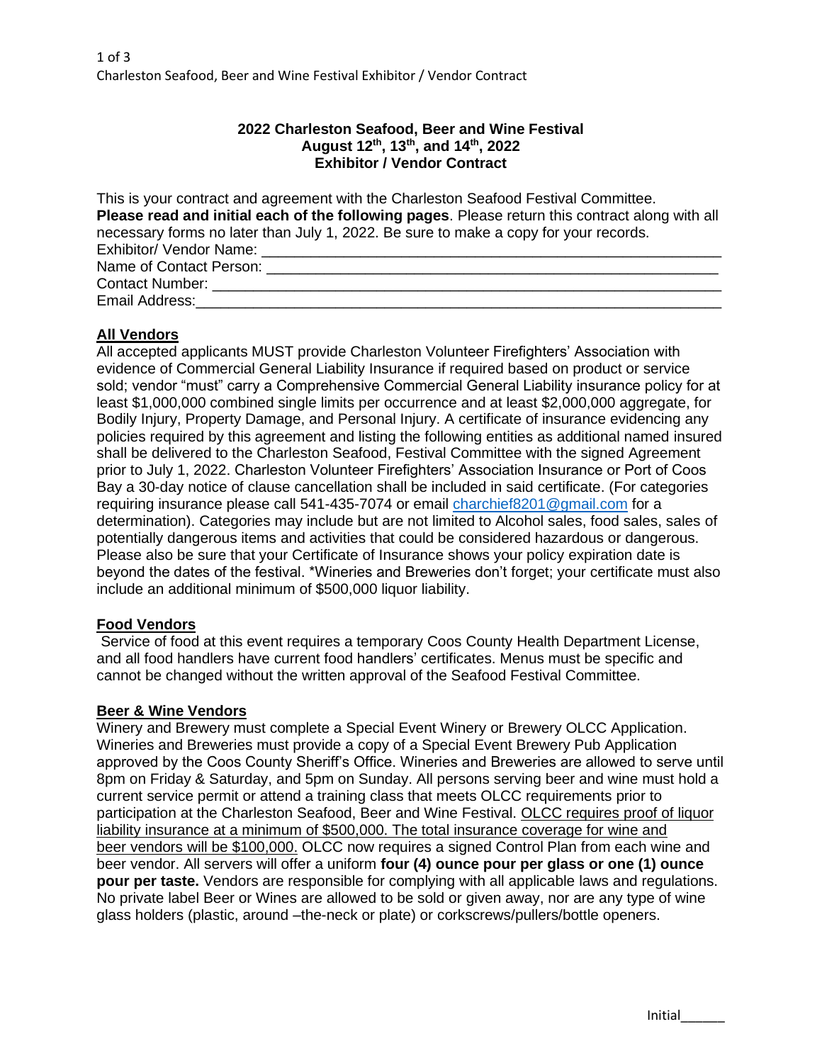**2022 Charleston Seafood, Beer and Wine Festival**
**August 12th, 13th, and 14th, 2022**
**Exhibitor / Vendor Contract**

This is your contract and agreement with the Charleston Seafood Festival Committee. **Please read and initial each of the following pages**. Please return this contract along with all necessary forms no later than July 1, 2022. Be sure to make a copy for your records.

Exhibitor/ Vendor Name: ______________________________________________

Name of Contact Person: ______________________________________________

Contact Number: ______________________________________________

Email Address: ______________________________________________

## All Vendors

All accepted applicants MUST provide Charleston Volunteer Firefighters' Association with evidence of Commercial General Liability Insurance if required based on product or service sold; vendor "must" carry a Comprehensive Commercial General Liability insurance policy for at least $1,000,000 combined single limits per occurrence and at least $2,000,000 aggregate, for Bodily Injury, Property Damage, and Personal Injury. A certificate of insurance evidencing any policies required by this agreement and listing the following entities as additional named insured shall be delivered to the Charleston Seafood, Festival Committee with the signed Agreement prior to July 1, 2022. Charleston Volunteer Firefighters' Association Insurance or Port of Coos Bay a 30-day notice of clause cancellation shall be included in said certificate. (For categories requiring insurance please call 541-435-7074 or email charchief8201@gmail.com for a determination). Categories may include but are not limited to Alcohol sales, food sales, sales of potentially dangerous items and activities that could be considered hazardous or dangerous. Please also be sure that your Certificate of Insurance shows your policy expiration date is beyond the dates of the festival. *Wineries and Breweries don't forget; your certificate must also include an additional minimum of $500,000 liquor liability.

## Food Vendors

Service of food at this event requires a temporary Coos County Health Department License, and all food handlers have current food handlers' certificates. Menus must be specific and cannot be changed without the written approval of the Seafood Festival Committee.

## Beer & Wine Vendors

Winery and Brewery must complete a Special Event Winery or Brewery OLCC Application. Wineries and Breweries must provide a copy of a Special Event Brewery Pub Application approved by the Coos County Sheriff's Office. Wineries and Breweries are allowed to serve until 8pm on Friday & Saturday, and 5pm on Sunday. All persons serving beer and wine must hold a current service permit or attend a training class that meets OLCC requirements prior to participation at the Charleston Seafood, Beer and Wine Festival. OLCC requires proof of liquor liability insurance at a minimum of $500,000. The total insurance coverage for wine and beer vendors will be $100,000. OLCC now requires a signed Control Plan from each wine and beer vendor. All servers will offer a uniform **four (4) ounce pour per glass or one (1) ounce pour per taste.** Vendors are responsible for complying with all applicable laws and regulations. No private label Beer or Wines are allowed to be sold or given away, nor are any type of wine glass holders (plastic, around –the-neck or plate) or corkscrews/pullers/bottle openers.

Initial______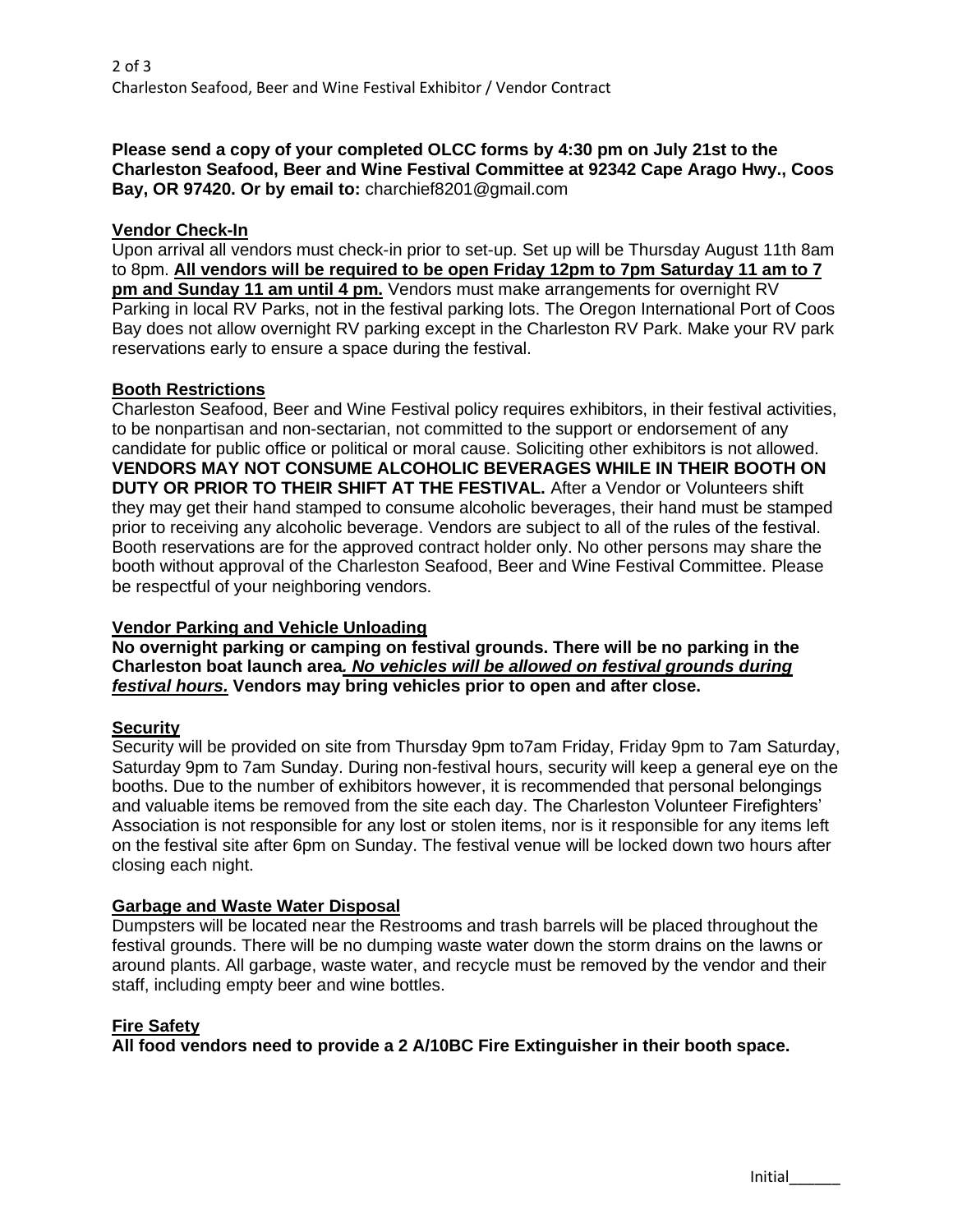**Please send a copy of your completed OLCC forms by 4:30 pm on July 21st to the Charleston Seafood, Beer and Wine Festival Committee at 92342 Cape Arago Hwy., Coos Bay, OR 97420. Or by email to:** charchief8201@gmail.com

## Vendor Check-In

Upon arrival all vendors must check-in prior to set-up. Set up will be Thursday August 11th 8am to 8pm. **All vendors will be required to be open Friday 12pm to 7pm Saturday 11 am to 7 pm and Sunday 11 am until 4 pm.** Vendors must make arrangements for overnight RV Parking in local RV Parks, not in the festival parking lots. The Oregon International Port of Coos Bay does not allow overnight RV parking except in the Charleston RV Park. Make your RV park reservations early to ensure a space during the festival.

## Booth Restrictions

Charleston Seafood, Beer and Wine Festival policy requires exhibitors, in their festival activities, to be nonpartisan and non-sectarian, not committed to the support or endorsement of any candidate for public office or political or moral cause. Soliciting other exhibitors is not allowed. **VENDORS MAY NOT CONSUME ALCOHOLIC BEVERAGES WHILE IN THEIR BOOTH ON DUTY OR PRIOR TO THEIR SHIFT AT THE FESTIVAL.** After a Vendor or Volunteers shift they may get their hand stamped to consume alcoholic beverages, their hand must be stamped prior to receiving any alcoholic beverage. Vendors are subject to all of the rules of the festival. Booth reservations are for the approved contract holder only. No other persons may share the booth without approval of the Charleston Seafood, Beer and Wine Festival Committee. Please be respectful of your neighboring vendors.

## Vendor Parking and Vehicle Unloading

**No overnight parking or camping on festival grounds. There will be no parking in the Charleston boat launch area*. No vehicles will be allowed on festival grounds during festival hours.* Vendors may bring vehicles prior to open and after close.**

## Security

Security will be provided on site from Thursday 9pm to7am Friday, Friday 9pm to 7am Saturday, Saturday 9pm to 7am Sunday. During non-festival hours, security will keep a general eye on the booths. Due to the number of exhibitors however, it is recommended that personal belongings and valuable items be removed from the site each day. The Charleston Volunteer Firefighters' Association is not responsible for any lost or stolen items, nor is it responsible for any items left on the festival site after 6pm on Sunday. The festival venue will be locked down two hours after closing each night.

## Garbage and Waste Water Disposal

Dumpsters will be located near the Restrooms and trash barrels will be placed throughout the festival grounds. There will be no dumping waste water down the storm drains on the lawns or around plants. All garbage, waste water, and recycle must be removed by the vendor and their staff, including empty beer and wine bottles.

## Fire Safety

**All food vendors need to provide a 2 A/10BC Fire Extinguisher in their booth space.**

Initial______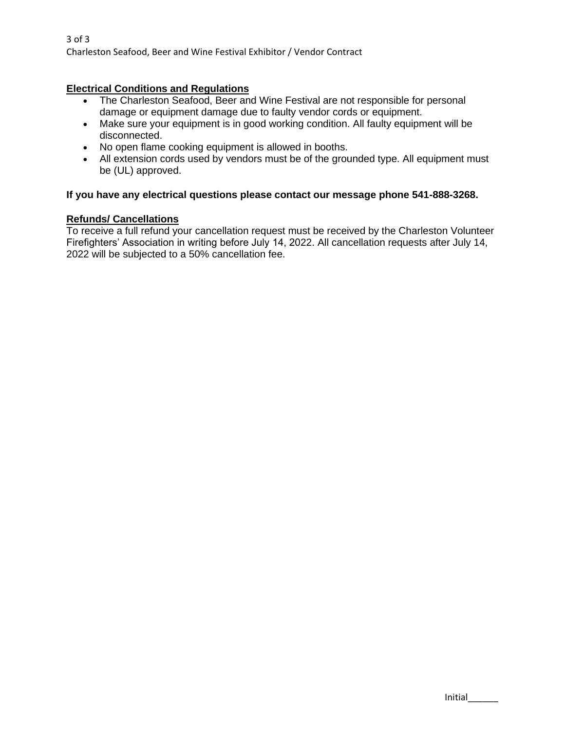## Electrical Conditions and Regulations

- The Charleston Seafood, Beer and Wine Festival are not responsible for personal damage or equipment damage due to faulty vendor cords or equipment.
- Make sure your equipment is in good working condition. All faulty equipment will be disconnected.
- No open flame cooking equipment is allowed in booths.
- All extension cords used by vendors must be of the grounded type. All equipment must be (UL) approved.

**If you have any electrical questions please contact our message phone 541-888-3268.**

## Refunds/ Cancellations

To receive a full refund your cancellation request must be received by the Charleston Volunteer Firefighters' Association in writing before July 14, 2022. All cancellation requests after July 14, 2022 will be subjected to a 50% cancellation fee.

Initial______